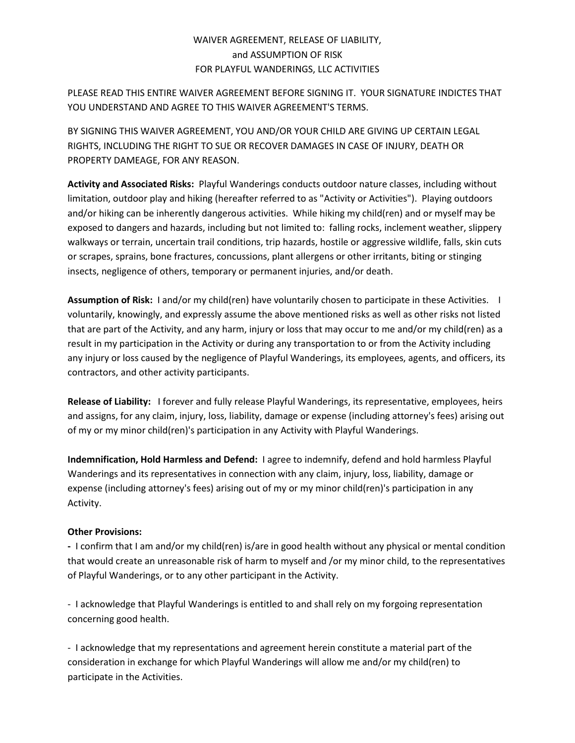# WAIVER AGREEMENT, RELEASE OF LIABILITY, and ASSUMPTION OF RISK FOR PLAYFUL WANDERINGS, LLC ACTIVITIES

PLEASE READ THIS ENTIRE WAIVER AGREEMENT BEFORE SIGNING IT. YOUR SIGNATURE INDICTES THAT YOU UNDERSTAND AND AGREE TO THIS WAIVER AGREEMENT'S TERMS.

BY SIGNING THIS WAIVER AGREEMENT, YOU AND/OR YOUR CHILD ARE GIVING UP CERTAIN LEGAL RIGHTS, INCLUDING THE RIGHT TO SUE OR RECOVER DAMAGES IN CASE OF INJURY, DEATH OR PROPERTY DAMEAGE, FOR ANY REASON.

**Activity and Associated Risks:** Playful Wanderings conducts outdoor nature classes, including without limitation, outdoor play and hiking (hereafter referred to as "Activity or Activities"). Playing outdoors and/or hiking can be inherently dangerous activities. While hiking my child(ren) and or myself may be exposed to dangers and hazards, including but not limited to: falling rocks, inclement weather, slippery walkways or terrain, uncertain trail conditions, trip hazards, hostile or aggressive wildlife, falls, skin cuts or scrapes, sprains, bone fractures, concussions, plant allergens or other irritants, biting or stinging insects, negligence of others, temporary or permanent injuries, and/or death.

**Assumption of Risk:** I and/or my child(ren) have voluntarily chosen to participate in these Activities. I voluntarily, knowingly, and expressly assume the above mentioned risks as well as other risks not listed that are part of the Activity, and any harm, injury or loss that may occur to me and/or my child(ren) as a result in my participation in the Activity or during any transportation to or from the Activity including any injury or loss caused by the negligence of Playful Wanderings, its employees, agents, and officers, its contractors, and other activity participants.

**Release of Liability:** I forever and fully release Playful Wanderings, its representative, employees, heirs and assigns, for any claim, injury, loss, liability, damage or expense (including attorney's fees) arising out of my or my minor child(ren)'s participation in any Activity with Playful Wanderings.

**Indemnification, Hold Harmless and Defend:** I agree to indemnify, defend and hold harmless Playful Wanderings and its representatives in connection with any claim, injury, loss, liability, damage or expense (including attorney's fees) arising out of my or my minor child(ren)'s participation in any Activity.

**Other Provisions:**

- I confirm that I am and/or my child(ren) is/are in good health without any physical or mental condition that would create an unreasonable risk of harm to myself and /or my minor child, to the representatives of Playful Wanderings, or to any other participant in the Activity.

- I acknowledge that Playful Wanderings is entitled to and shall rely on my forgoing representation concerning good health.

- I acknowledge that my representations and agreement herein constitute a material part of the consideration in exchange for which Playful Wanderings will allow me and/or my child(ren) to participate in the Activities.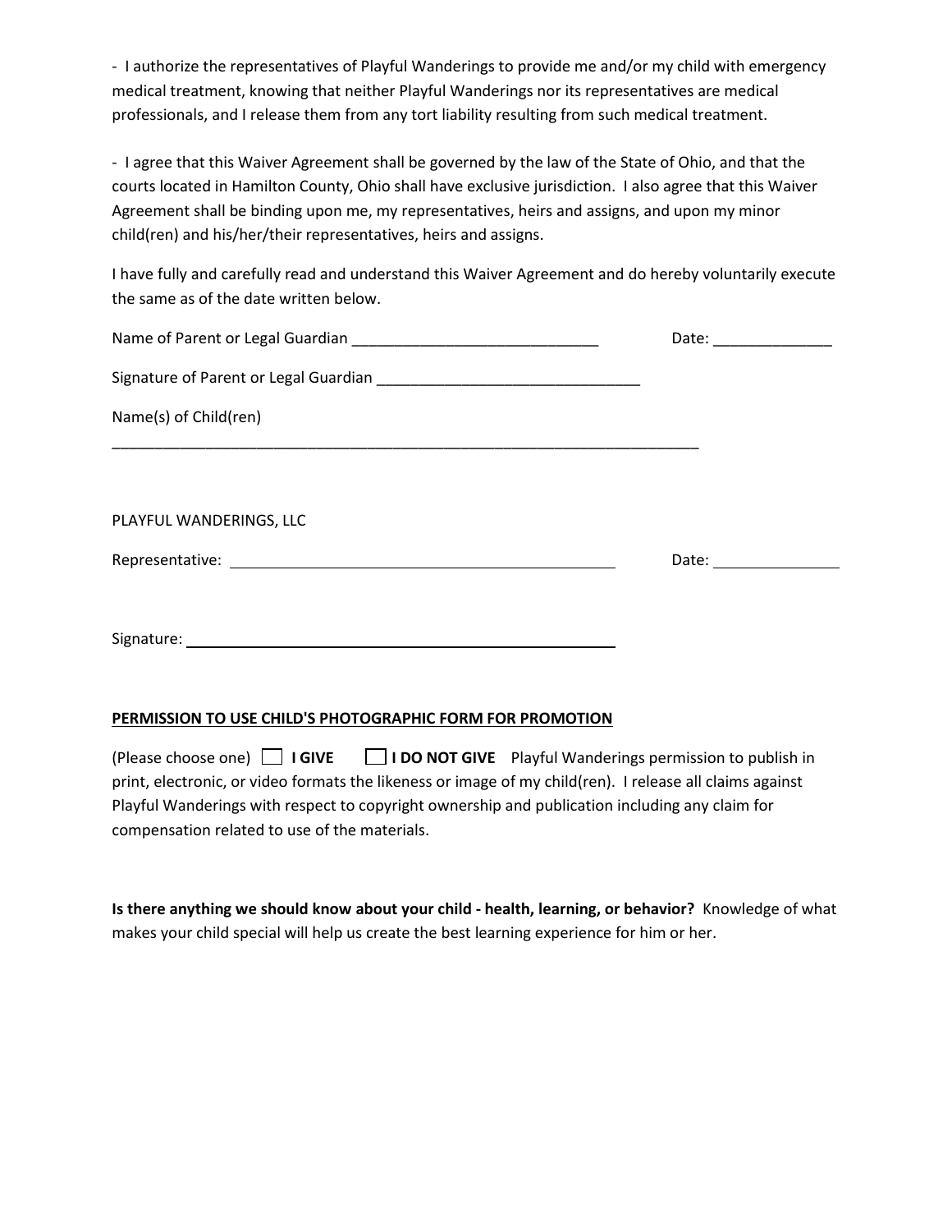- I authorize the representatives of Playful Wanderings to provide me and/or my child with emergency medical treatment, knowing that neither Playful Wanderings nor its representatives are medical professionals, and I release them from any tort liability resulting from such medical treatment.

- I agree that this Waiver Agreement shall be governed by the law of the State of Ohio, and that the courts located in Hamilton County, Ohio shall have exclusive jurisdiction. I also agree that this Waiver Agreement shall be binding upon me, my representatives, heirs and assigns, and upon my minor child(ren) and his/her/their representatives, heirs and assigns.

I have fully and carefully read and understand this Waiver Agreement and do hereby voluntarily execute the same as of the date written below.

Name of Parent or Legal Guardian ______________________________ Date: ______________

Signature of Parent or Legal Guardian ________________________________

Name(s) of Child(ren)

__________________________________________________________________________

PLAYFUL WANDERINGS, LLC

Representative: ______________________________________________ Date: ______________

Signature: ______________________________________________

**PERMISSION TO USE CHILD'S PHOTOGRAPHIC FORM FOR PROMOTION**

(Please choose one) ☐ **I GIVE** ☐ **I DO NOT GIVE** Playful Wanderings permission to publish in print, electronic, or video formats the likeness or image of my child(ren). I release all claims against Playful Wanderings with respect to copyright ownership and publication including any claim for compensation related to use of the materials.

**Is there anything we should know about your child - health, learning, or behavior?** Knowledge of what makes your child special will help us create the best learning experience for him or her.